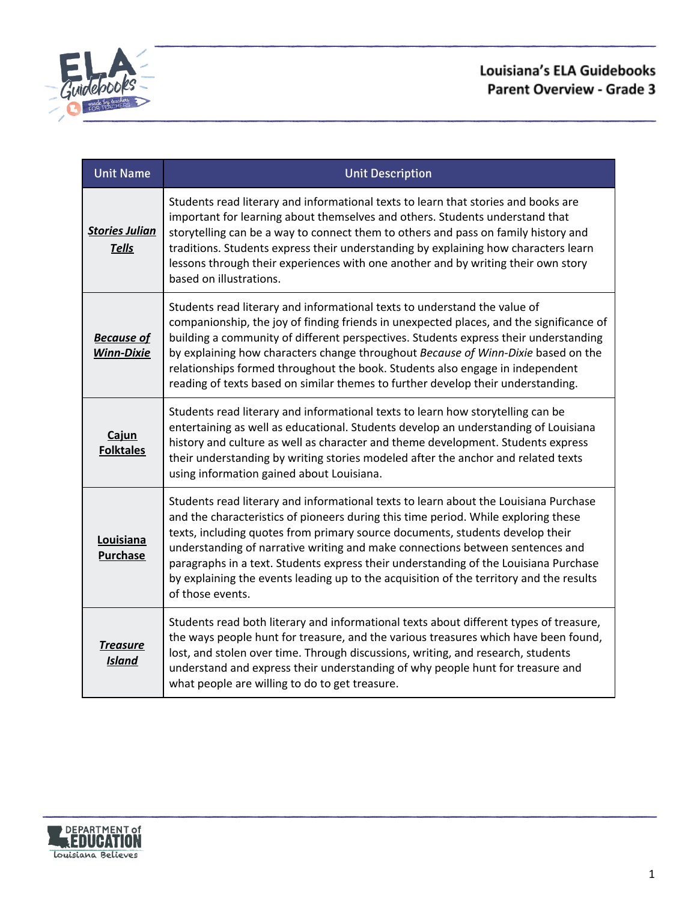# Louisiana's ELA Guidebooks
## Parent Overview - Grade 3

| Unit Name | Unit Description |
|---|---|
| ***Stories Julian Tells*** | Students read literary and informational texts to learn that stories and books are important for learning about themselves and others. Students understand that storytelling can be a way to connect them to others and pass on family history and traditions. Students express their understanding by explaining how characters learn lessons through their experiences with one another and by writing their own story based on illustrations. |
| ***Because of Winn-Dixie*** | Students read literary and informational texts to understand the value of companionship, the joy of finding friends in unexpected places, and the significance of building a community of different perspectives. Students express their understanding by explaining how characters change throughout *Because of Winn-Dixie* based on the relationships formed throughout the book. Students also engage in independent reading of texts based on similar themes to further develop their understanding. |
| **Cajun Folktales** | Students read literary and informational texts to learn how storytelling can be entertaining as well as educational. Students develop an understanding of Louisiana history and culture as well as character and theme development. Students express their understanding by writing stories modeled after the anchor and related texts using information gained about Louisiana. |
| **Louisiana Purchase** | Students read literary and informational texts to learn about the Louisiana Purchase and the characteristics of pioneers during this time period. While exploring these texts, including quotes from primary source documents, students develop their understanding of narrative writing and make connections between sentences and paragraphs in a text. Students express their understanding of the Louisiana Purchase by explaining the events leading up to the acquisition of the territory and the results of those events. |
| ***Treasure Island*** | Students read both literary and informational texts about different types of treasure, the ways people hunt for treasure, and the various treasures which have been found, lost, and stolen over time. Through discussions, writing, and research, students understand and express their understanding of why people hunt for treasure and what people are willing to do to get treasure. |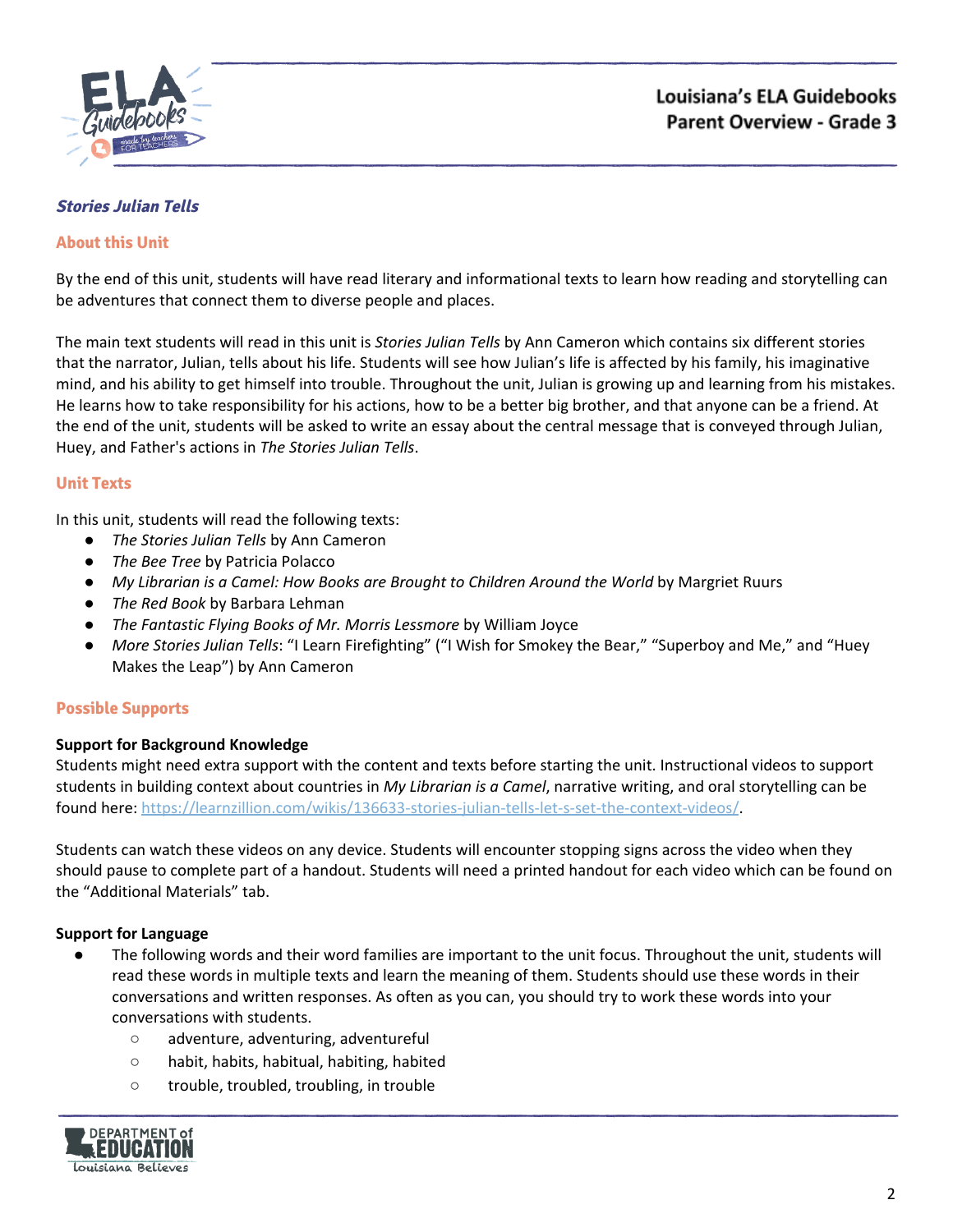## *Stories Julian Tells*

### About this Unit

By the end of this unit, students will have read literary and informational texts to learn how reading and storytelling can be adventures that connect them to diverse people and places.

The main text students will read in this unit is *Stories Julian Tells* by Ann Cameron which contains six different stories that the narrator, Julian, tells about his life. Students will see how Julian's life is affected by his family, his imaginative mind, and his ability to get himself into trouble. Throughout the unit, Julian is growing up and learning from his mistakes. He learns how to take responsibility for his actions, how to be a better big brother, and that anyone can be a friend. At the end of the unit, students will be asked to write an essay about the central message that is conveyed through Julian, Huey, and Father's actions in *The Stories Julian Tells*.

### Unit Texts

In this unit, students will read the following texts:

- *The Stories Julian Tells* by Ann Cameron
- *The Bee Tree* by Patricia Polacco
- *My Librarian is a Camel: How Books are Brought to Children Around the World* by Margriet Ruurs
- *The Red Book* by Barbara Lehman
- *The Fantastic Flying Books of Mr. Morris Lessmore* by William Joyce
- *More Stories Julian Tells*: "I Learn Firefighting" ("I Wish for Smokey the Bear," "Superboy and Me," and "Huey Makes the Leap") by Ann Cameron

### Possible Supports

**Support for Background Knowledge**

Students might need extra support with the content and texts before starting the unit. Instructional videos to support students in building context about countries in *My Librarian is a Camel*, narrative writing, and oral storytelling can be found here: https://learnzillion.com/wikis/136633-stories-julian-tells-let-s-set-the-context-videos/.

Students can watch these videos on any device. Students will encounter stopping signs across the video when they should pause to complete part of a handout. Students will need a printed handout for each video which can be found on the "Additional Materials" tab.

**Support for Language**

- The following words and their word families are important to the unit focus. Throughout the unit, students will read these words in multiple texts and learn the meaning of them. Students should use these words in their conversations and written responses. As often as you can, you should try to work these words into your conversations with students.
  - adventure, adventuring, adventureful
  - habit, habits, habitual, habiting, habited
  - trouble, troubled, troubling, in trouble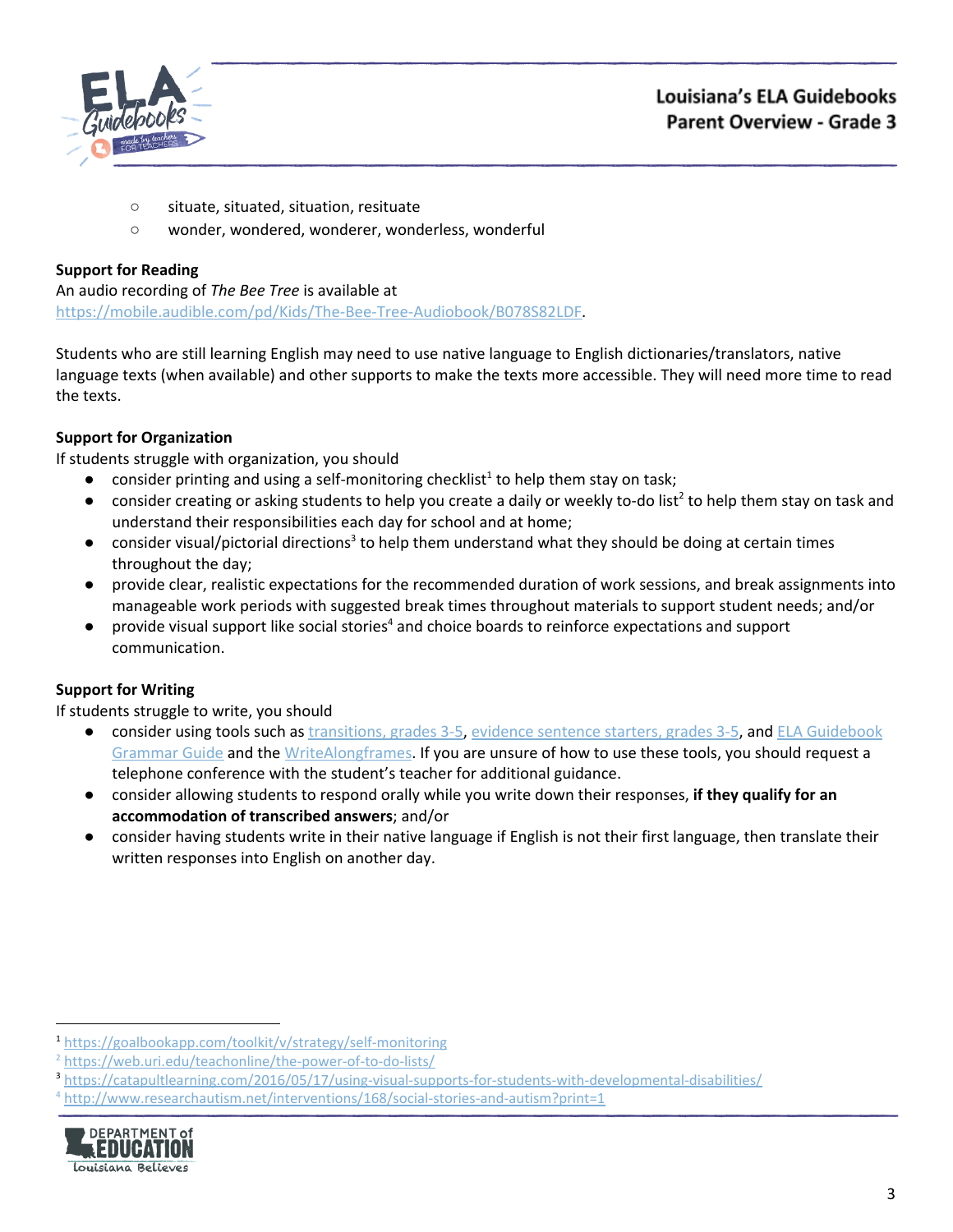- situate, situated, situation, resituate
- wonder, wondered, wonderer, wonderless, wonderful

**Support for Reading**

An audio recording of *The Bee Tree* is available at https://mobile.audible.com/pd/Kids/The-Bee-Tree-Audiobook/B078S82LDF.

Students who are still learning English may need to use native language to English dictionaries/translators, native language texts (when available) and other supports to make the texts more accessible. They will need more time to read the texts.

**Support for Organization**

If students struggle with organization, you should

- consider printing and using a self-monitoring checklist[1] to help them stay on task;
- consider creating or asking students to help you create a daily or weekly to-do list[2] to help them stay on task and understand their responsibilities each day for school and at home;
- consider visual/pictorial directions[3] to help them understand what they should be doing at certain times throughout the day;
- provide clear, realistic expectations for the recommended duration of work sessions, and break assignments into manageable work periods with suggested break times throughout materials to support student needs; and/or
- provide visual support like social stories[4] and choice boards to reinforce expectations and support communication.

**Support for Writing**

If students struggle to write, you should

- consider using tools such as transitions, grades 3-5, evidence sentence starters, grades 3-5, and ELA Guidebook Grammar Guide and the WriteAlongframes. If you are unsure of how to use these tools, you should request a telephone conference with the student's teacher for additional guidance.
- consider allowing students to respond orally while you write down their responses, **if they qualify for an accommodation of transcribed answers**; and/or
- consider having students write in their native language if English is not their first language, then translate their written responses into English on another day.

[1] https://goalbookapp.com/toolkit/v/strategy/self-monitoring

[2] https://web.uri.edu/teachonline/the-power-of-to-do-lists/

[3] https://catapultlearning.com/2016/05/17/using-visual-supports-for-students-with-developmental-disabilities/

[4] http://www.researchautism.net/interventions/168/social-stories-and-autism?print=1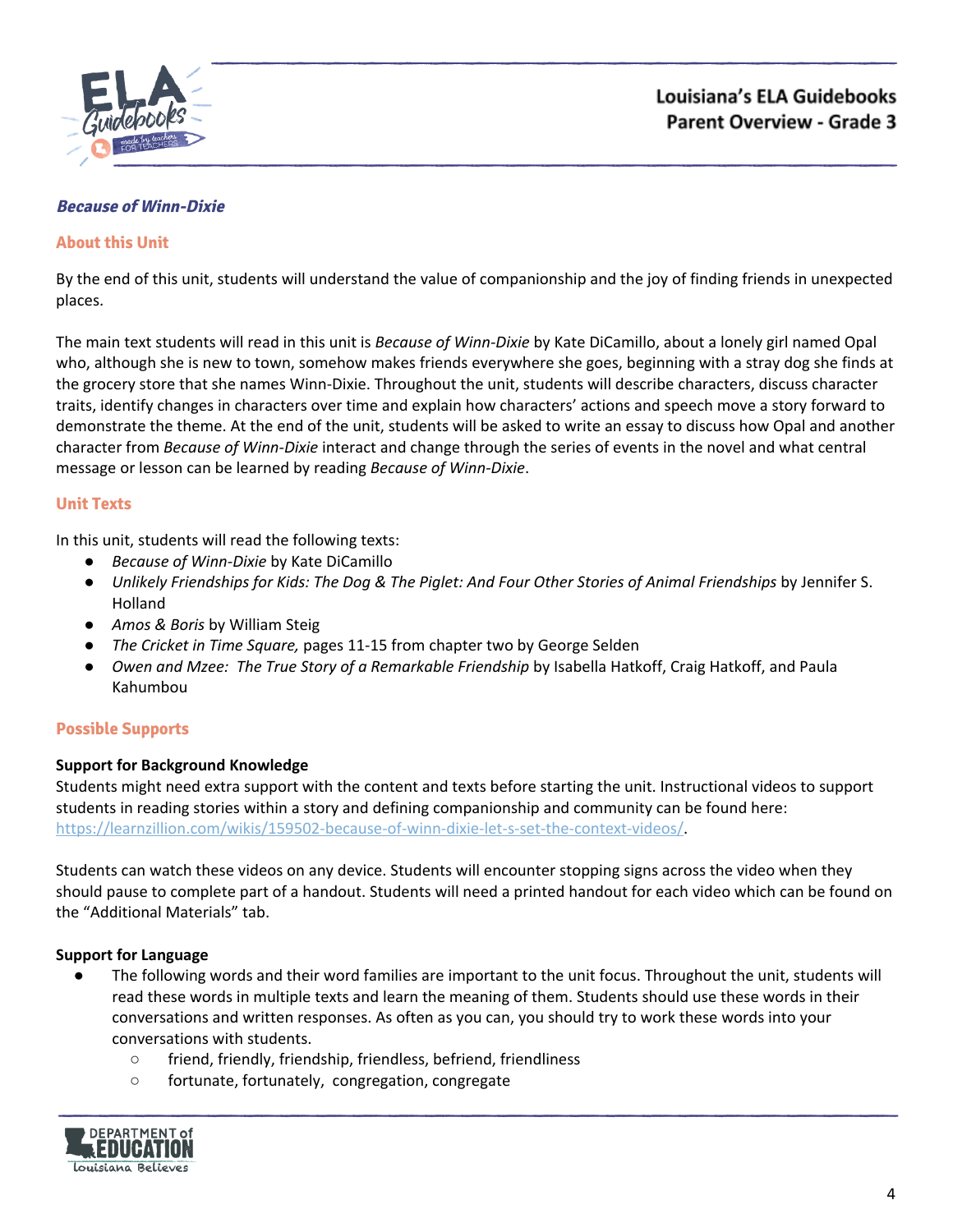### *Because of Winn-Dixie*

#### About this Unit

By the end of this unit, students will understand the value of companionship and the joy of finding friends in unexpected places.

The main text students will read in this unit is *Because of Winn-Dixie* by Kate DiCamillo, about a lonely girl named Opal who, although she is new to town, somehow makes friends everywhere she goes, beginning with a stray dog she finds at the grocery store that she names Winn-Dixie. Throughout the unit, students will describe characters, discuss character traits, identify changes in characters over time and explain how characters' actions and speech move a story forward to demonstrate the theme. At the end of the unit, students will be asked to write an essay to discuss how Opal and another character from *Because of Winn-Dixie* interact and change through the series of events in the novel and what central message or lesson can be learned by reading *Because of Winn-Dixie*.

#### Unit Texts

In this unit, students will read the following texts:

- *Because of Winn-Dixie* by Kate DiCamillo
- *Unlikely Friendships for Kids: The Dog & The Piglet: And Four Other Stories of Animal Friendships* by Jennifer S. Holland
- *Amos & Boris* by William Steig
- *The Cricket in Time Square,* pages 11-15 from chapter two by George Selden
- *Owen and Mzee: The True Story of a Remarkable Friendship* by Isabella Hatkoff, Craig Hatkoff, and Paula Kahumbou

#### Possible Supports

**Support for Background Knowledge**

Students might need extra support with the content and texts before starting the unit. Instructional videos to support students in reading stories within a story and defining companionship and community can be found here: https://learnzillion.com/wikis/159502-because-of-winn-dixie-let-s-set-the-context-videos/.

Students can watch these videos on any device. Students will encounter stopping signs across the video when they should pause to complete part of a handout. Students will need a printed handout for each video which can be found on the "Additional Materials" tab.

**Support for Language**

- The following words and their word families are important to the unit focus. Throughout the unit, students will read these words in multiple texts and learn the meaning of them. Students should use these words in their conversations and written responses. As often as you can, you should try to work these words into your conversations with students.
  - friend, friendly, friendship, friendless, befriend, friendliness
  - fortunate, fortunately, congregation, congregate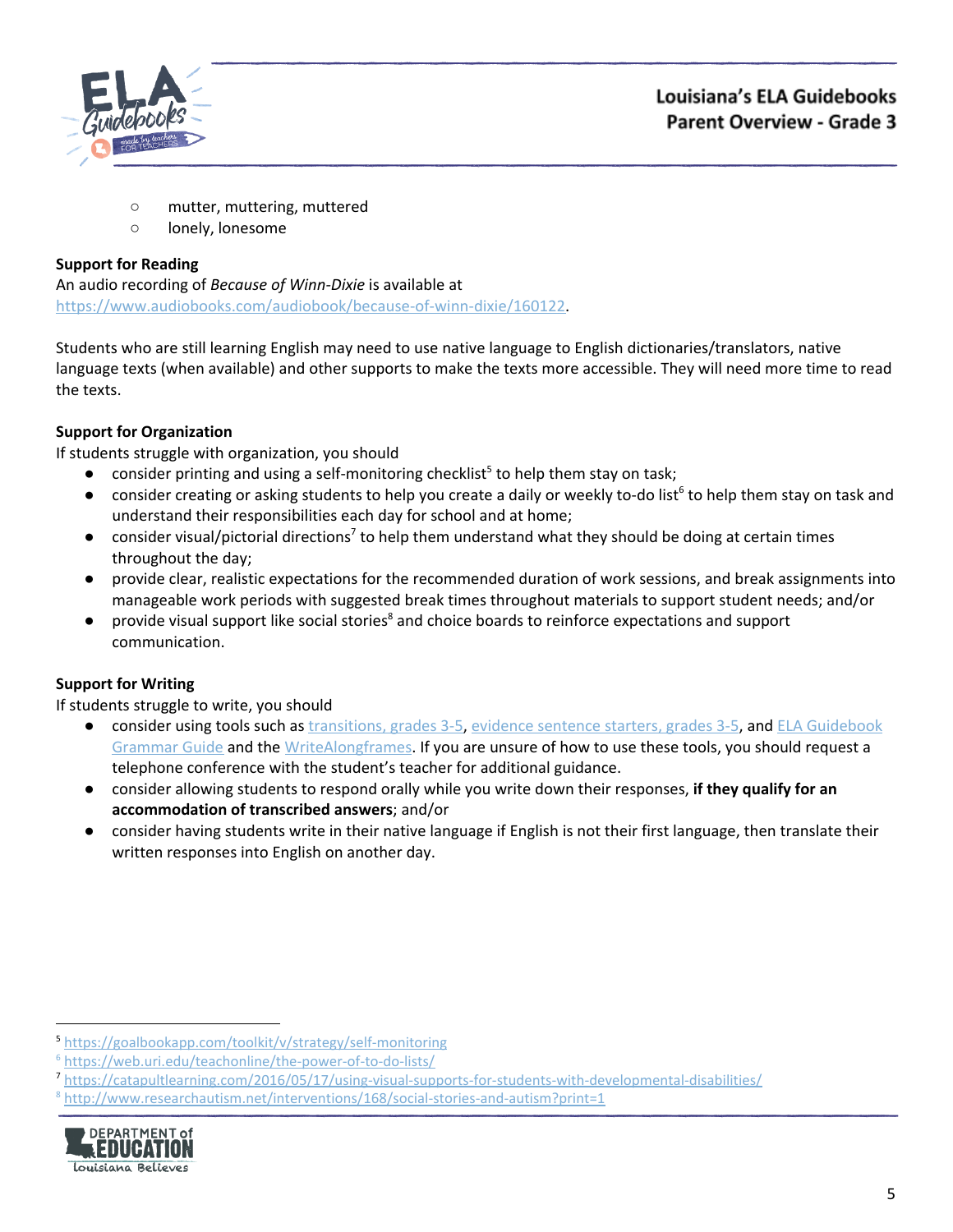- mutter, muttering, muttered
- lonely, lonesome

**Support for Reading**

An audio recording of *Because of Winn-Dixie* is available at https://www.audiobooks.com/audiobook/because-of-winn-dixie/160122.

Students who are still learning English may need to use native language to English dictionaries/translators, native language texts (when available) and other supports to make the texts more accessible. They will need more time to read the texts.

**Support for Organization**

If students struggle with organization, you should

- consider printing and using a self-monitoring checklist[5] to help them stay on task;
- consider creating or asking students to help you create a daily or weekly to-do list[6] to help them stay on task and understand their responsibilities each day for school and at home;
- consider visual/pictorial directions[7] to help them understand what they should be doing at certain times throughout the day;
- provide clear, realistic expectations for the recommended duration of work sessions, and break assignments into manageable work periods with suggested break times throughout materials to support student needs; and/or
- provide visual support like social stories[8] and choice boards to reinforce expectations and support communication.

**Support for Writing**

If students struggle to write, you should

- consider using tools such as transitions, grades 3-5, evidence sentence starters, grades 3-5, and ELA Guidebook Grammar Guide and the WriteAlongframes. If you are unsure of how to use these tools, you should request a telephone conference with the student's teacher for additional guidance.
- consider allowing students to respond orally while you write down their responses, **if they qualify for an accommodation of transcribed answers**; and/or
- consider having students write in their native language if English is not their first language, then translate their written responses into English on another day.

---

[5] https://goalbookapp.com/toolkit/v/strategy/self-monitoring

[6] https://web.uri.edu/teachonline/the-power-of-to-do-lists/

[7] https://catapultlearning.com/2016/05/17/using-visual-supports-for-students-with-developmental-disabilities/

[8] http://www.researchautism.net/interventions/168/social-stories-and-autism?print=1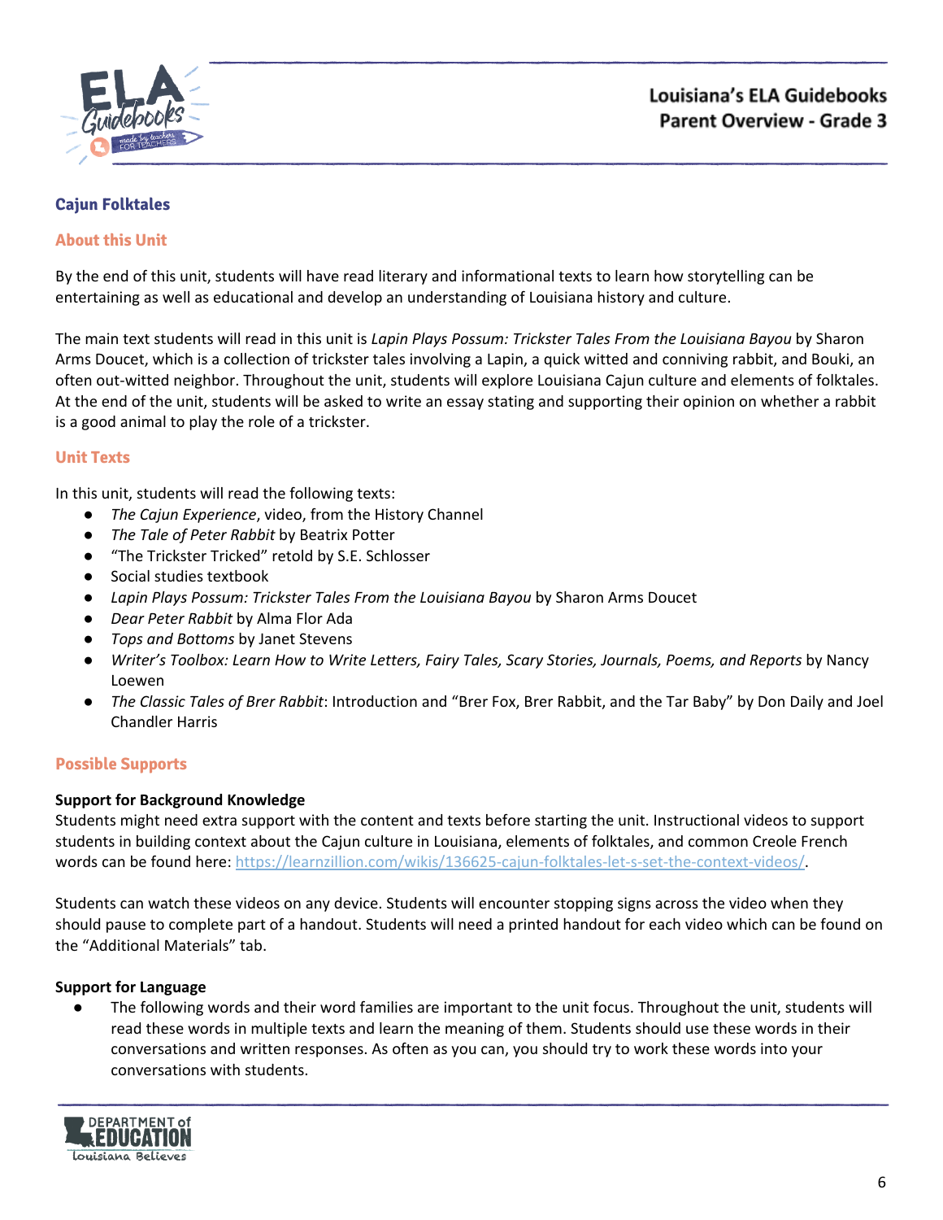## Cajun Folktales

### About this Unit

By the end of this unit, students will have read literary and informational texts to learn how storytelling can be entertaining as well as educational and develop an understanding of Louisiana history and culture.

The main text students will read in this unit is *Lapin Plays Possum: Trickster Tales From the Louisiana Bayou* by Sharon Arms Doucet, which is a collection of trickster tales involving a Lapin, a quick witted and conniving rabbit, and Bouki, an often out-witted neighbor. Throughout the unit, students will explore Louisiana Cajun culture and elements of folktales. At the end of the unit, students will be asked to write an essay stating and supporting their opinion on whether a rabbit is a good animal to play the role of a trickster.

### Unit Texts

In this unit, students will read the following texts:

- *The Cajun Experience*, video, from the History Channel
- *The Tale of Peter Rabbit* by Beatrix Potter
- "The Trickster Tricked" retold by S.E. Schlosser
- Social studies textbook
- *Lapin Plays Possum: Trickster Tales From the Louisiana Bayou* by Sharon Arms Doucet
- *Dear Peter Rabbit* by Alma Flor Ada
- *Tops and Bottoms* by Janet Stevens
- *Writer's Toolbox: Learn How to Write Letters, Fairy Tales, Scary Stories, Journals, Poems, and Reports* by Nancy Loewen
- *The Classic Tales of Brer Rabbit*: Introduction and "Brer Fox, Brer Rabbit, and the Tar Baby" by Don Daily and Joel Chandler Harris

### Possible Supports

**Support for Background Knowledge**

Students might need extra support with the content and texts before starting the unit. Instructional videos to support students in building context about the Cajun culture in Louisiana, elements of folktales, and common Creole French words can be found here: https://learnzillion.com/wikis/136625-cajun-folktales-let-s-set-the-context-videos/.

Students can watch these videos on any device. Students will encounter stopping signs across the video when they should pause to complete part of a handout. Students will need a printed handout for each video which can be found on the "Additional Materials" tab.

**Support for Language**

- The following words and their word families are important to the unit focus. Throughout the unit, students will read these words in multiple texts and learn the meaning of them. Students should use these words in their conversations and written responses. As often as you can, you should try to work these words into your conversations with students.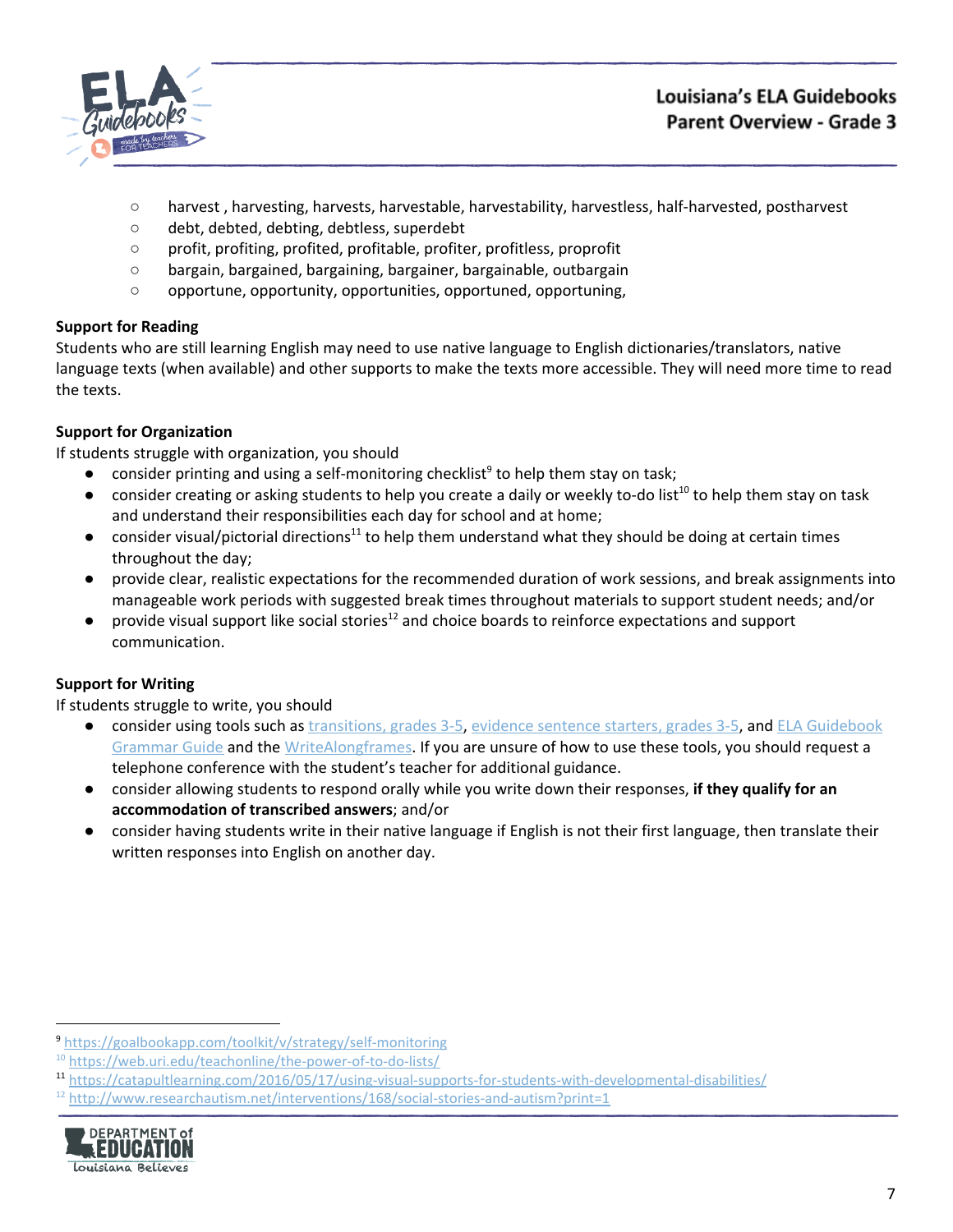- harvest , harvesting, harvests, harvestable, harvestability, harvestless, half-harvested, postharvest
- debt, debted, debting, debtless, superdebt
- profit, profiting, profited, profitable, profiter, profitless, proprofit
- bargain, bargained, bargaining, bargainer, bargainable, outbargain
- opportune, opportunity, opportunities, opportuned, opportuning,

**Support for Reading**

Students who are still learning English may need to use native language to English dictionaries/translators, native language texts (when available) and other supports to make the texts more accessible. They will need more time to read the texts.

**Support for Organization**

If students struggle with organization, you should

- consider printing and using a self-monitoring checklist[9] to help them stay on task;
- consider creating or asking students to help you create a daily or weekly to-do list[10] to help them stay on task and understand their responsibilities each day for school and at home;
- consider visual/pictorial directions[11] to help them understand what they should be doing at certain times throughout the day;
- provide clear, realistic expectations for the recommended duration of work sessions, and break assignments into manageable work periods with suggested break times throughout materials to support student needs; and/or
- provide visual support like social stories[12] and choice boards to reinforce expectations and support communication.

**Support for Writing**

If students struggle to write, you should

- consider using tools such as transitions, grades 3-5, evidence sentence starters, grades 3-5, and ELA Guidebook Grammar Guide and the WriteAlongframes. If you are unsure of how to use these tools, you should request a telephone conference with the student's teacher for additional guidance.
- consider allowing students to respond orally while you write down their responses, **if they qualify for an accommodation of transcribed answers**; and/or
- consider having students write in their native language if English is not their first language, then translate their written responses into English on another day.

---

[9] https://goalbookapp.com/toolkit/v/strategy/self-monitoring

[10] https://web.uri.edu/teachonline/the-power-of-to-do-lists/

[11] https://catapultlearning.com/2016/05/17/using-visual-supports-for-students-with-developmental-disabilities/

[12] http://www.researchautism.net/interventions/168/social-stories-and-autism?print=1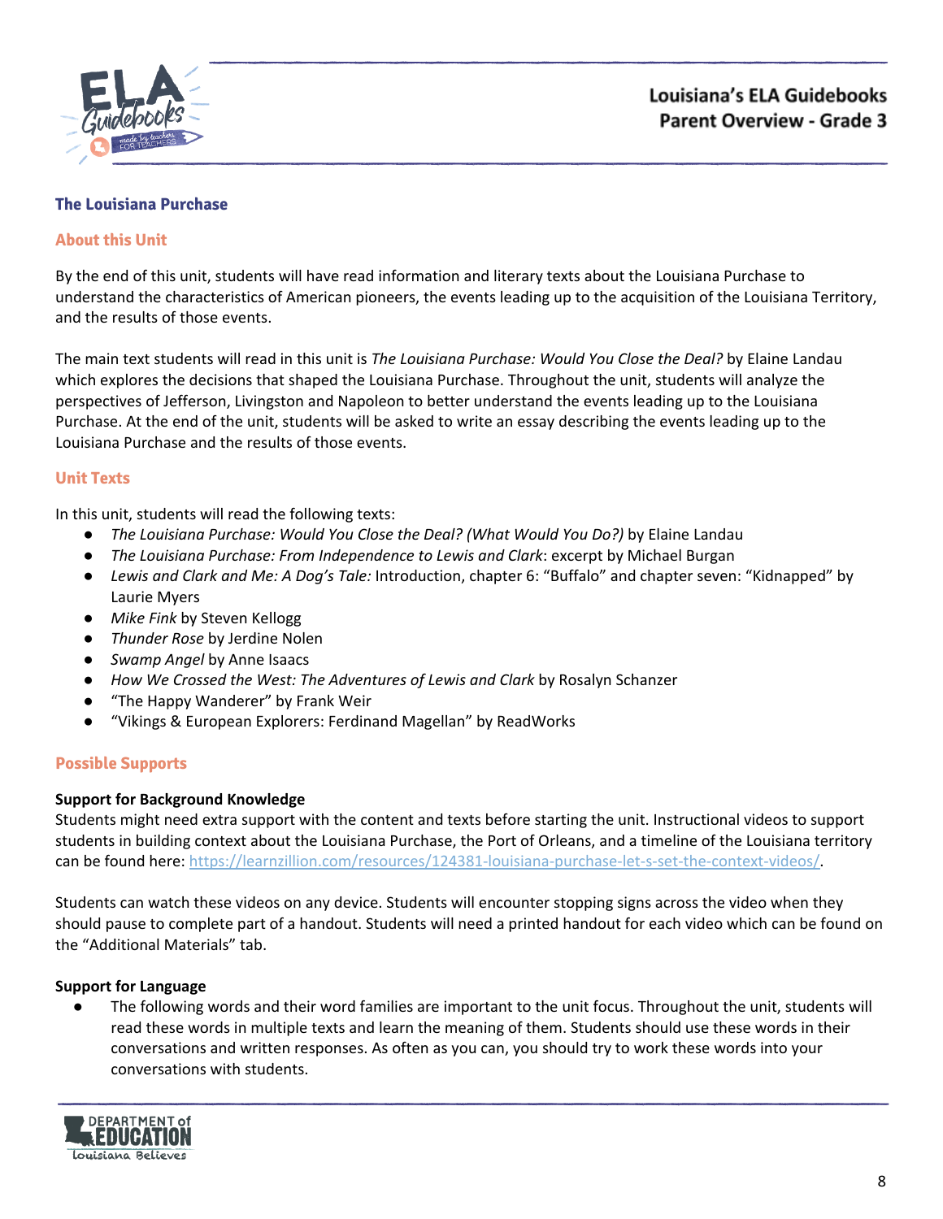## The Louisiana Purchase

### About this Unit

By the end of this unit, students will have read information and literary texts about the Louisiana Purchase to understand the characteristics of American pioneers, the events leading up to the acquisition of the Louisiana Territory, and the results of those events.

The main text students will read in this unit is *The Louisiana Purchase: Would You Close the Deal?* by Elaine Landau which explores the decisions that shaped the Louisiana Purchase. Throughout the unit, students will analyze the perspectives of Jefferson, Livingston and Napoleon to better understand the events leading up to the Louisiana Purchase. At the end of the unit, students will be asked to write an essay describing the events leading up to the Louisiana Purchase and the results of those events.

### Unit Texts

In this unit, students will read the following texts:

- *The Louisiana Purchase: Would You Close the Deal? (What Would You Do?)* by Elaine Landau
- *The Louisiana Purchase: From Independence to Lewis and Clark*: excerpt by Michael Burgan
- *Lewis and Clark and Me: A Dog's Tale:* Introduction, chapter 6: "Buffalo" and chapter seven: "Kidnapped" by Laurie Myers
- *Mike Fink* by Steven Kellogg
- *Thunder Rose* by Jerdine Nolen
- *Swamp Angel* by Anne Isaacs
- *How We Crossed the West: The Adventures of Lewis and Clark* by Rosalyn Schanzer
- "The Happy Wanderer" by Frank Weir
- "Vikings & European Explorers: Ferdinand Magellan" by ReadWorks

### Possible Supports

**Support for Background Knowledge**

Students might need extra support with the content and texts before starting the unit. Instructional videos to support students in building context about the Louisiana Purchase, the Port of Orleans, and a timeline of the Louisiana territory can be found here: https://learnzillion.com/resources/124381-louisiana-purchase-let-s-set-the-context-videos/.

Students can watch these videos on any device. Students will encounter stopping signs across the video when they should pause to complete part of a handout. Students will need a printed handout for each video which can be found on the "Additional Materials" tab.

**Support for Language**

- The following words and their word families are important to the unit focus. Throughout the unit, students will read these words in multiple texts and learn the meaning of them. Students should use these words in their conversations and written responses. As often as you can, you should try to work these words into your conversations with students.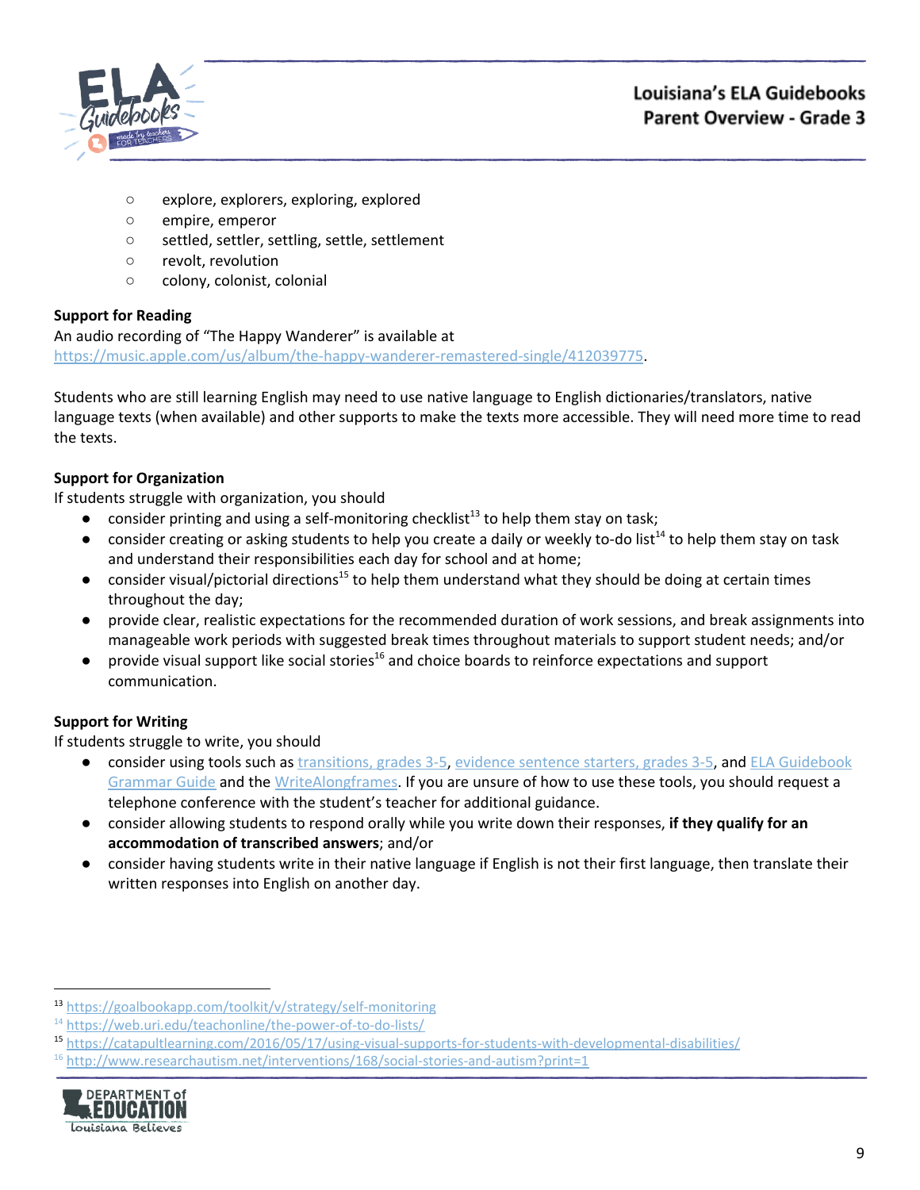- explore, explorers, exploring, explored
- empire, emperor
- settled, settler, settling, settle, settlement
- revolt, revolution
- colony, colonist, colonial

**Support for Reading**

An audio recording of "The Happy Wanderer" is available at https://music.apple.com/us/album/the-happy-wanderer-remastered-single/412039775.

Students who are still learning English may need to use native language to English dictionaries/translators, native language texts (when available) and other supports to make the texts more accessible. They will need more time to read the texts.

**Support for Organization**

If students struggle with organization, you should

- consider printing and using a self-monitoring checklist[13] to help them stay on task;
- consider creating or asking students to help you create a daily or weekly to-do list[14] to help them stay on task and understand their responsibilities each day for school and at home;
- consider visual/pictorial directions[15] to help them understand what they should be doing at certain times throughout the day;
- provide clear, realistic expectations for the recommended duration of work sessions, and break assignments into manageable work periods with suggested break times throughout materials to support student needs; and/or
- provide visual support like social stories[16] and choice boards to reinforce expectations and support communication.

**Support for Writing**

If students struggle to write, you should

- consider using tools such as transitions, grades 3-5, evidence sentence starters, grades 3-5, and ELA Guidebook Grammar Guide and the WriteAlongframes. If you are unsure of how to use these tools, you should request a telephone conference with the student's teacher for additional guidance.
- consider allowing students to respond orally while you write down their responses, **if they qualify for an accommodation of transcribed answers**; and/or
- consider having students write in their native language if English is not their first language, then translate their written responses into English on another day.

---

[13] https://goalbookapp.com/toolkit/v/strategy/self-monitoring

[14] https://web.uri.edu/teachonline/the-power-of-to-do-lists/

[15] https://catapultlearning.com/2016/05/17/using-visual-supports-for-students-with-developmental-disabilities/

[16] http://www.researchautism.net/interventions/168/social-stories-and-autism?print=1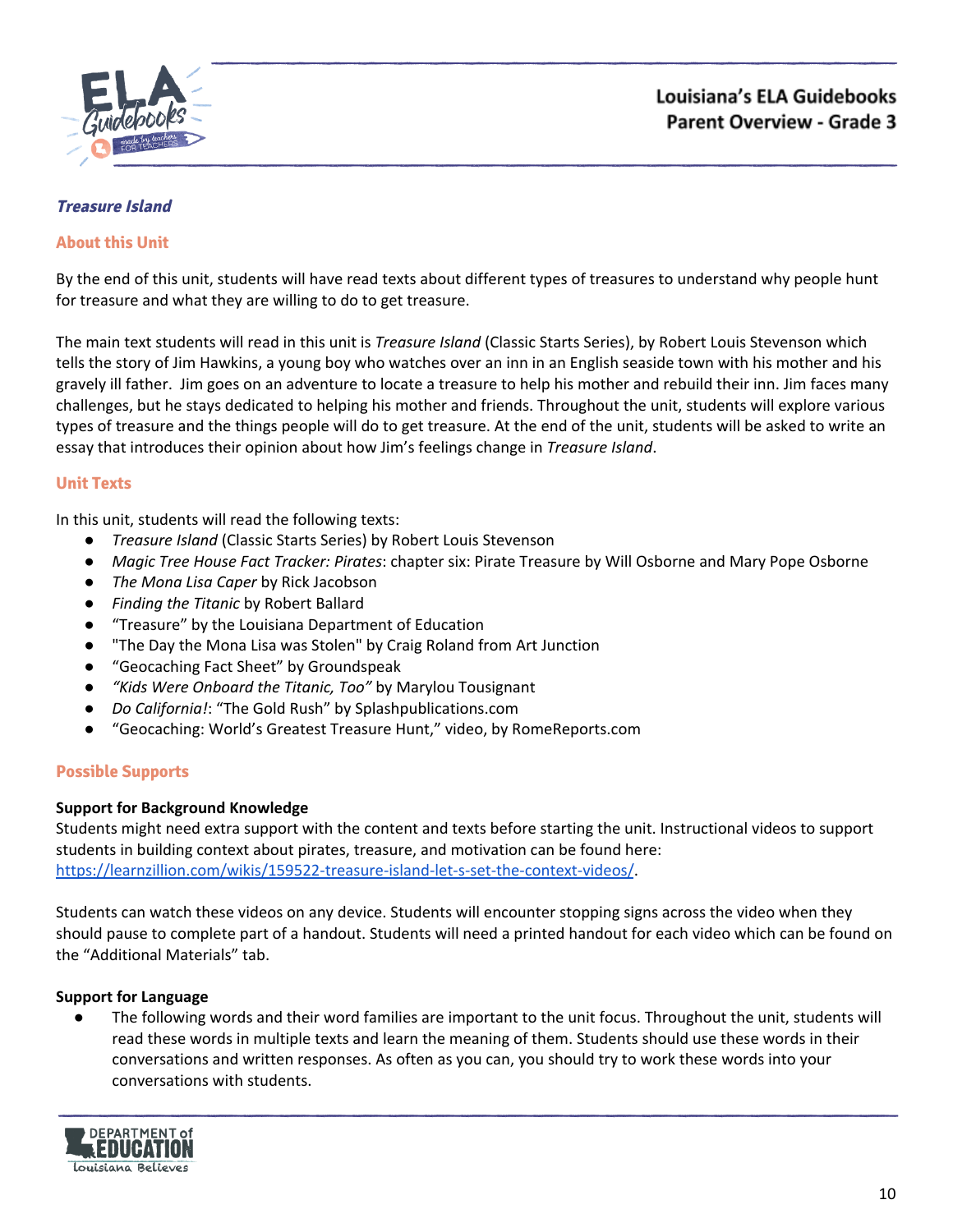### *Treasure Island*

#### About this Unit

By the end of this unit, students will have read texts about different types of treasures to understand why people hunt for treasure and what they are willing to do to get treasure.

The main text students will read in this unit is *Treasure Island* (Classic Starts Series), by Robert Louis Stevenson which tells the story of Jim Hawkins, a young boy who watches over an inn in an English seaside town with his mother and his gravely ill father. Jim goes on an adventure to locate a treasure to help his mother and rebuild their inn. Jim faces many challenges, but he stays dedicated to helping his mother and friends. Throughout the unit, students will explore various types of treasure and the things people will do to get treasure. At the end of the unit, students will be asked to write an essay that introduces their opinion about how Jim's feelings change in *Treasure Island*.

#### Unit Texts

In this unit, students will read the following texts:

- *Treasure Island* (Classic Starts Series) by Robert Louis Stevenson
- *Magic Tree House Fact Tracker: Pirates*: chapter six: Pirate Treasure by Will Osborne and Mary Pope Osborne
- *The Mona Lisa Caper* by Rick Jacobson
- *Finding the Titanic* by Robert Ballard
- "Treasure" by the Louisiana Department of Education
- "The Day the Mona Lisa was Stolen" by Craig Roland from Art Junction
- "Geocaching Fact Sheet" by Groundspeak
- *"Kids Were Onboard the Titanic, Too"* by Marylou Tousignant
- *Do California!*: "The Gold Rush" by Splashpublications.com
- "Geocaching: World's Greatest Treasure Hunt," video, by RomeReports.com

#### Possible Supports

**Support for Background Knowledge**
Students might need extra support with the content and texts before starting the unit. Instructional videos to support students in building context about pirates, treasure, and motivation can be found here: [https://learnzillion.com/wikis/159522-treasure-island-let-s-set-the-context-videos/](https://learnzillion.com/wikis/159522-treasure-island-let-s-set-the-context-videos/).

Students can watch these videos on any device. Students will encounter stopping signs across the video when they should pause to complete part of a handout. Students will need a printed handout for each video which can be found on the "Additional Materials" tab.

**Support for Language**

- The following words and their word families are important to the unit focus. Throughout the unit, students will read these words in multiple texts and learn the meaning of them. Students should use these words in their conversations and written responses. As often as you can, you should try to work these words into your conversations with students.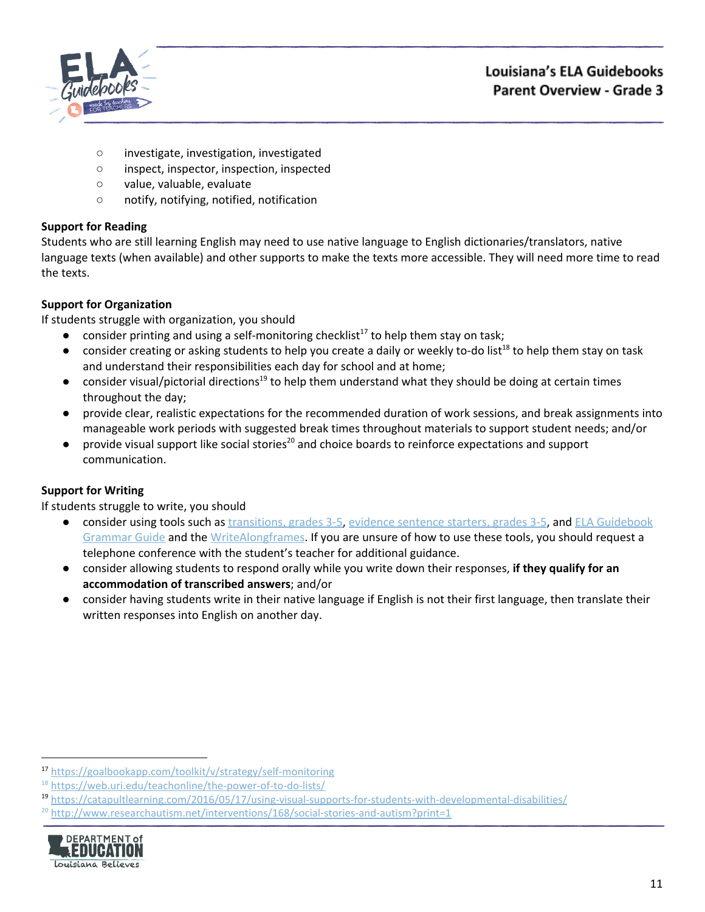- investigate, investigation, investigated
- inspect, inspector, inspection, inspected
- value, valuable, evaluate
- notify, notifying, notified, notification

**Support for Reading**

Students who are still learning English may need to use native language to English dictionaries/translators, native language texts (when available) and other supports to make the texts more accessible. They will need more time to read the texts.

**Support for Organization**

If students struggle with organization, you should

- consider printing and using a self-monitoring checklist[17] to help them stay on task;
- consider creating or asking students to help you create a daily or weekly to-do list[18] to help them stay on task and understand their responsibilities each day for school and at home;
- consider visual/pictorial directions[19] to help them understand what they should be doing at certain times throughout the day;
- provide clear, realistic expectations for the recommended duration of work sessions, and break assignments into manageable work periods with suggested break times throughout materials to support student needs; and/or
- provide visual support like social stories[20] and choice boards to reinforce expectations and support communication.

**Support for Writing**

If students struggle to write, you should

- consider using tools such as transitions, grades 3-5, evidence sentence starters, grades 3-5, and ELA Guidebook Grammar Guide and the WriteAlongframes. If you are unsure of how to use these tools, you should request a telephone conference with the student's teacher for additional guidance.
- consider allowing students to respond orally while you write down their responses, **if they qualify for an accommodation of transcribed answers**; and/or
- consider having students write in their native language if English is not their first language, then translate their written responses into English on another day.

---

[17] https://goalbookapp.com/toolkit/v/strategy/self-monitoring

[18] https://web.uri.edu/teachonline/the-power-of-to-do-lists/

[19] https://catapultlearning.com/2016/05/17/using-visual-supports-for-students-with-developmental-disabilities/

[20] http://www.researchautism.net/interventions/168/social-stories-and-autism?print=1